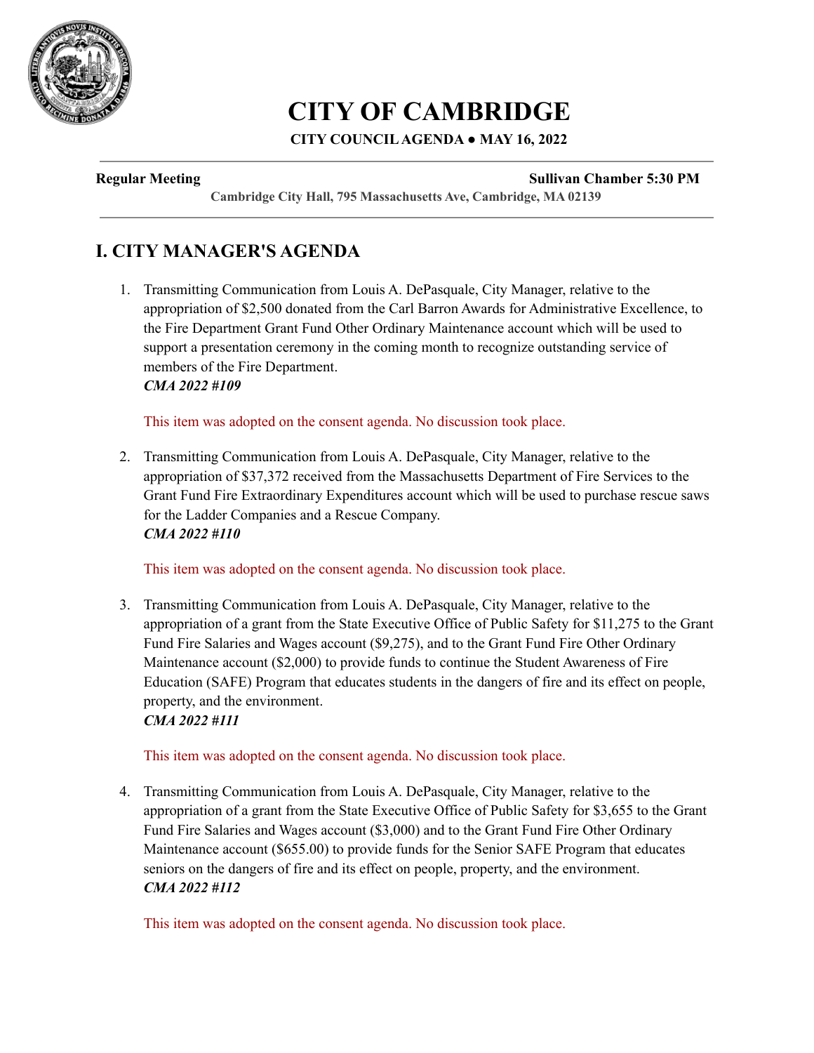# CITY OF CAMBRIDGE

**CITY COUNCIL AGENDA ● MAY 16, 2022**

---

**Regular Meeting** | **Sullivan Chamber 5:30 PM**

**Cambridge City Hall, 795 Massachusetts Ave, Cambridge, MA 02139**

---

## I. CITY MANAGER'S AGENDA

1. Transmitting Communication from Louis A. DePasquale, City Manager, relative to the appropriation of $2,500 donated from the Carl Barron Awards for Administrative Excellence, to the Fire Department Grant Fund Other Ordinary Maintenance account which will be used to support a presentation ceremony in the coming month to recognize outstanding service of members of the Fire Department.
   ***CMA 2022 #109***

   This item was adopted on the consent agenda. No discussion took place.

2. Transmitting Communication from Louis A. DePasquale, City Manager, relative to the appropriation of $37,372 received from the Massachusetts Department of Fire Services to the Grant Fund Fire Extraordinary Expenditures account which will be used to purchase rescue saws for the Ladder Companies and a Rescue Company.
   ***CMA 2022 #110***

   This item was adopted on the consent agenda. No discussion took place.

3. Transmitting Communication from Louis A. DePasquale, City Manager, relative to the appropriation of a grant from the State Executive Office of Public Safety for $11,275 to the Grant Fund Fire Salaries and Wages account ($9,275), and to the Grant Fund Fire Other Ordinary Maintenance account ($2,000) to provide funds to continue the Student Awareness of Fire Education (SAFE) Program that educates students in the dangers of fire and its effect on people, property, and the environment.
   ***CMA 2022 #111***

   This item was adopted on the consent agenda. No discussion took place.

4. Transmitting Communication from Louis A. DePasquale, City Manager, relative to the appropriation of a grant from the State Executive Office of Public Safety for $3,655 to the Grant Fund Fire Salaries and Wages account ($3,000) and to the Grant Fund Fire Other Ordinary Maintenance account ($655.00) to provide funds for the Senior SAFE Program that educates seniors on the dangers of fire and its effect on people, property, and the environment.
   ***CMA 2022 #112***

   This item was adopted on the consent agenda. No discussion took place.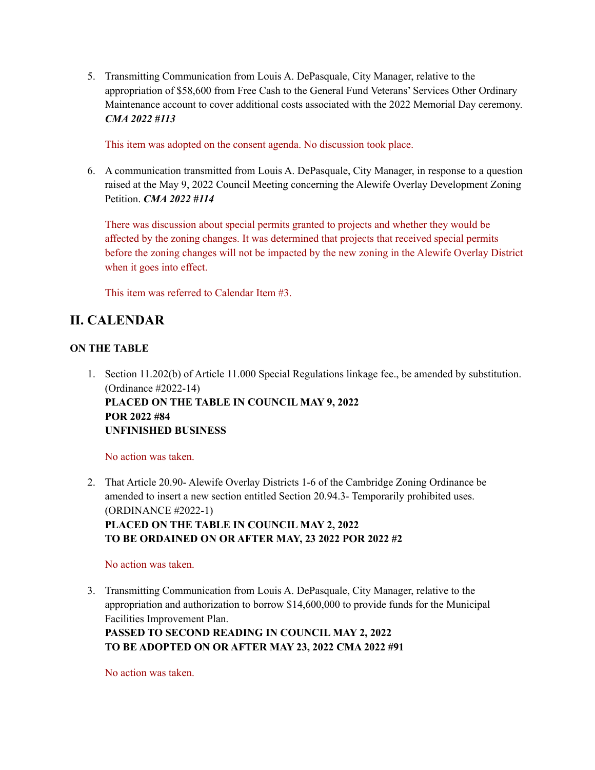5. Transmitting Communication from Louis A. DePasquale, City Manager, relative to the appropriation of $58,600 from Free Cash to the General Fund Veterans' Services Other Ordinary Maintenance account to cover additional costs associated with the 2022 Memorial Day ceremony. ***CMA 2022 #113***

   This item was adopted on the consent agenda. No discussion took place.

6. A communication transmitted from Louis A. DePasquale, City Manager, in response to a question raised at the May 9, 2022 Council Meeting concerning the Alewife Overlay Development Zoning Petition. ***CMA 2022 #114***

   There was discussion about special permits granted to projects and whether they would be affected by the zoning changes. It was determined that projects that received special permits before the zoning changes will not be impacted by the new zoning in the Alewife Overlay District when it goes into effect.

   This item was referred to Calendar Item #3.

## II. CALENDAR

### ON THE TABLE

1. Section 11.202(b) of Article 11.000 Special Regulations linkage fee., be amended by substitution. (Ordinance #2022-14)
   **PLACED ON THE TABLE IN COUNCIL MAY 9, 2022**
   **POR 2022 #84**
   **UNFINISHED BUSINESS**

   No action was taken.

2. That Article 20.90- Alewife Overlay Districts 1-6 of the Cambridge Zoning Ordinance be amended to insert a new section entitled Section 20.94.3- Temporarily prohibited uses. (ORDINANCE #2022-1)
   **PLACED ON THE TABLE IN COUNCIL MAY 2, 2022**
   **TO BE ORDAINED ON OR AFTER MAY, 23 2022 POR 2022 #2**

   No action was taken.

3. Transmitting Communication from Louis A. DePasquale, City Manager, relative to the appropriation and authorization to borrow $14,600,000 to provide funds for the Municipal Facilities Improvement Plan.
   **PASSED TO SECOND READING IN COUNCIL MAY 2, 2022**
   **TO BE ADOPTED ON OR AFTER MAY 23, 2022 CMA 2022 #91**

   No action was taken.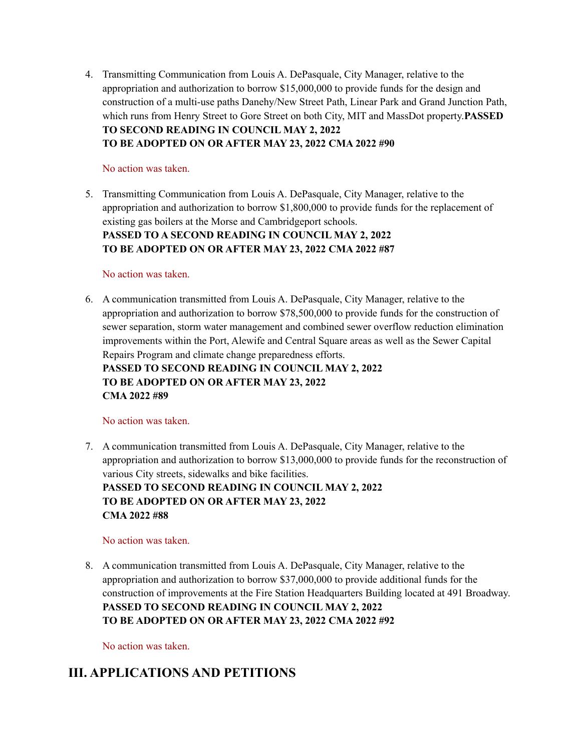4. Transmitting Communication from Louis A. DePasquale, City Manager, relative to the appropriation and authorization to borrow $15,000,000 to provide funds for the design and construction of a multi-use paths Danehy/New Street Path, Linear Park and Grand Junction Path, which runs from Henry Street to Gore Street on both City, MIT and MassDot property.**PASSED TO SECOND READING IN COUNCIL MAY 2, 2022**
**TO BE ADOPTED ON OR AFTER MAY 23, 2022 CMA 2022 #90**

   No action was taken.

5. Transmitting Communication from Louis A. DePasquale, City Manager, relative to the appropriation and authorization to borrow $1,800,000 to provide funds for the replacement of existing gas boilers at the Morse and Cambridgeport schools.
**PASSED TO A SECOND READING IN COUNCIL MAY 2, 2022**
**TO BE ADOPTED ON OR AFTER MAY 23, 2022 CMA 2022 #87**

   No action was taken.

6. A communication transmitted from Louis A. DePasquale, City Manager, relative to the appropriation and authorization to borrow $78,500,000 to provide funds for the construction of sewer separation, storm water management and combined sewer overflow reduction elimination improvements within the Port, Alewife and Central Square areas as well as the Sewer Capital Repairs Program and climate change preparedness efforts.
**PASSED TO SECOND READING IN COUNCIL MAY 2, 2022**
**TO BE ADOPTED ON OR AFTER MAY 23, 2022**
**CMA 2022 #89**

   No action was taken.

7. A communication transmitted from Louis A. DePasquale, City Manager, relative to the appropriation and authorization to borrow $13,000,000 to provide funds for the reconstruction of various City streets, sidewalks and bike facilities.
**PASSED TO SECOND READING IN COUNCIL MAY 2, 2022**
**TO BE ADOPTED ON OR AFTER MAY 23, 2022**
**CMA 2022 #88**

   No action was taken.

8. A communication transmitted from Louis A. DePasquale, City Manager, relative to the appropriation and authorization to borrow $37,000,000 to provide additional funds for the construction of improvements at the Fire Station Headquarters Building located at 491 Broadway.
**PASSED TO SECOND READING IN COUNCIL MAY 2, 2022**
**TO BE ADOPTED ON OR AFTER MAY 23, 2022 CMA 2022 #92**

   No action was taken.

## III. APPLICATIONS AND PETITIONS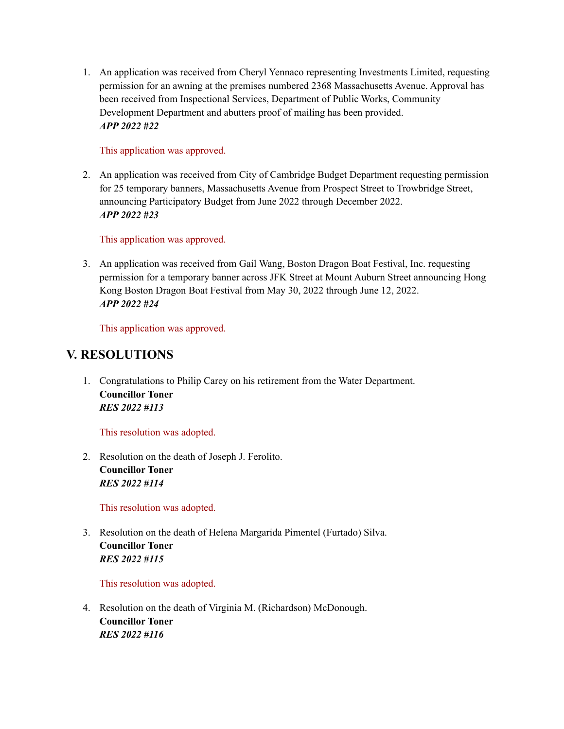1. An application was received from Cheryl Yennaco representing Investments Limited, requesting permission for an awning at the premises numbered 2368 Massachusetts Avenue. Approval has been received from Inspectional Services, Department of Public Works, Community Development Department and abutters proof of mailing has been provided.
   ***APP 2022 #22***

   This application was approved.

2. An application was received from City of Cambridge Budget Department requesting permission for 25 temporary banners, Massachusetts Avenue from Prospect Street to Trowbridge Street, announcing Participatory Budget from June 2022 through December 2022.
   ***APP 2022 #23***

   This application was approved.

3. An application was received from Gail Wang, Boston Dragon Boat Festival, Inc. requesting permission for a temporary banner across JFK Street at Mount Auburn Street announcing Hong Kong Boston Dragon Boat Festival from May 30, 2022 through June 12, 2022.
   ***APP 2022 #24***

   This application was approved.

## V. RESOLUTIONS

1. Congratulations to Philip Carey on his retirement from the Water Department.
   **Councillor Toner**
   ***RES 2022 #113***

   This resolution was adopted.

2. Resolution on the death of Joseph J. Ferolito.
   **Councillor Toner**
   ***RES 2022 #114***

   This resolution was adopted.

3. Resolution on the death of Helena Margarida Pimentel (Furtado) Silva.
   **Councillor Toner**
   ***RES 2022 #115***

   This resolution was adopted.

4. Resolution on the death of Virginia M. (Richardson) McDonough.
   **Councillor Toner**
   ***RES 2022 #116***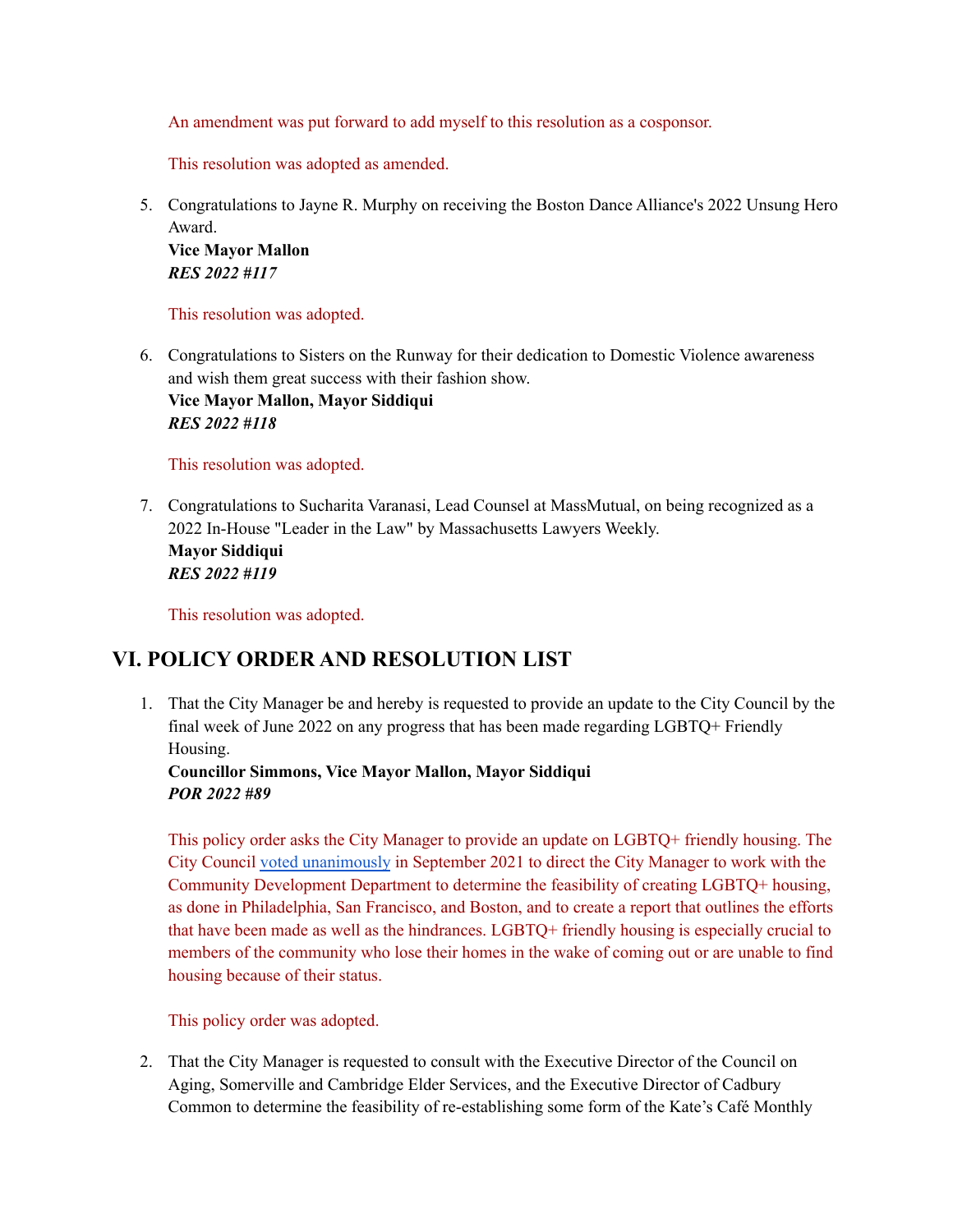An amendment was put forward to add myself to this resolution as a cosponsor.

This resolution was adopted as amended.

5. Congratulations to Jayne R. Murphy on receiving the Boston Dance Alliance's 2022 Unsung Hero Award.
   **Vice Mayor Mallon**
   ***RES 2022 #117***

   This resolution was adopted.

6. Congratulations to Sisters on the Runway for their dedication to Domestic Violence awareness and wish them great success with their fashion show.
   **Vice Mayor Mallon, Mayor Siddiqui**
   ***RES 2022 #118***

   This resolution was adopted.

7. Congratulations to Sucharita Varanasi, Lead Counsel at MassMutual, on being recognized as a 2022 In-House "Leader in the Law" by Massachusetts Lawyers Weekly.
   **Mayor Siddiqui**
   ***RES 2022 #119***

   This resolution was adopted.

## VI. POLICY ORDER AND RESOLUTION LIST

1. That the City Manager be and hereby is requested to provide an update to the City Council by the final week of June 2022 on any progress that has been made regarding LGBTQ+ Friendly Housing.
   **Councillor Simmons, Vice Mayor Mallon, Mayor Siddiqui**
   ***POR 2022 #89***

   This policy order asks the City Manager to provide an update on LGBTQ+ friendly housing. The City Council voted unanimously in September 2021 to direct the City Manager to work with the Community Development Department to determine the feasibility of creating LGBTQ+ housing, as done in Philadelphia, San Francisco, and Boston, and to create a report that outlines the efforts that have been made as well as the hindrances. LGBTQ+ friendly housing is especially crucial to members of the community who lose their homes in the wake of coming out or are unable to find housing because of their status.

   This policy order was adopted.

2. That the City Manager is requested to consult with the Executive Director of the Council on Aging, Somerville and Cambridge Elder Services, and the Executive Director of Cadbury Common to determine the feasibility of re-establishing some form of the Kate's Café Monthly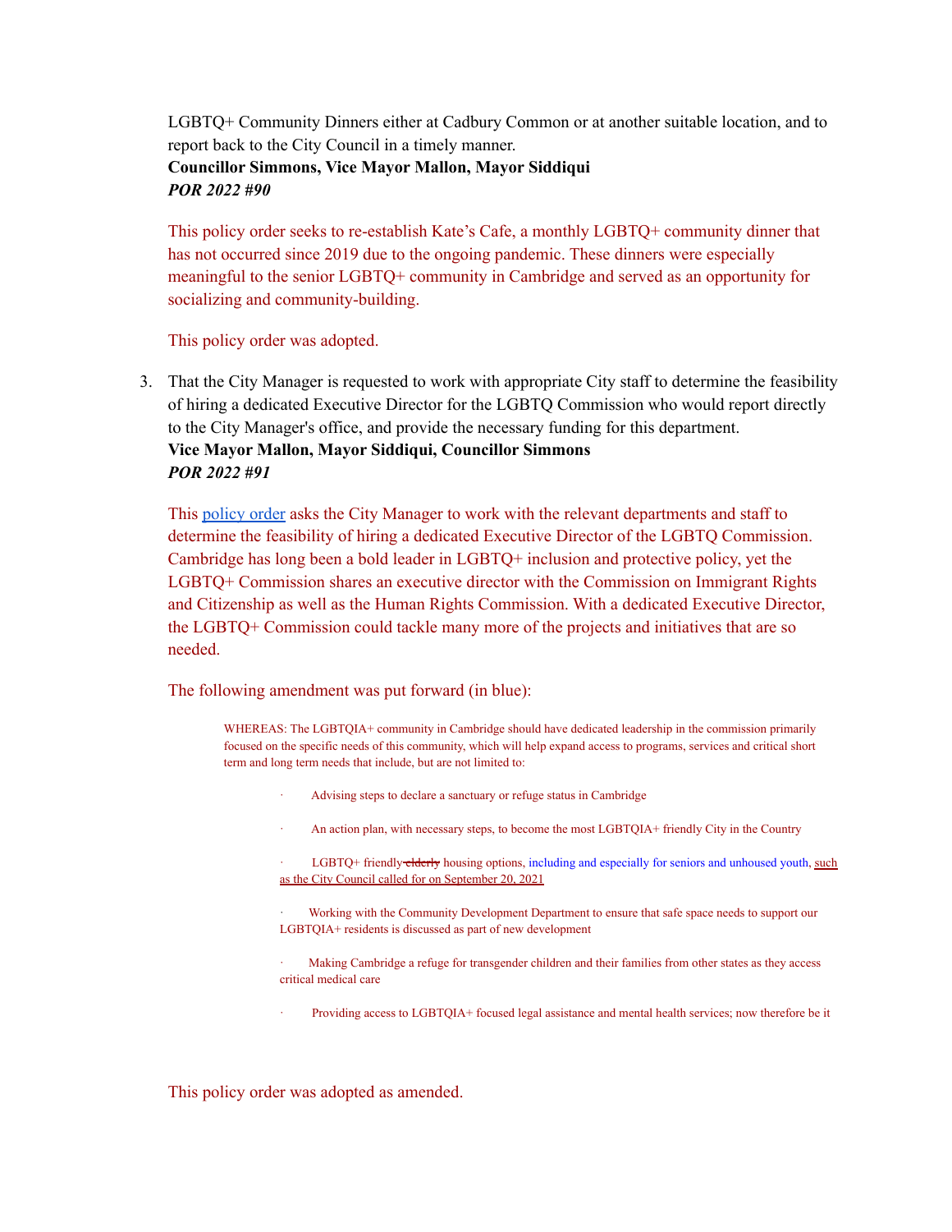LGBTQ+ Community Dinners either at Cadbury Common or at another suitable location, and to report back to the City Council in a timely manner.
**Councillor Simmons, Vice Mayor Mallon, Mayor Siddiqui**
***POR 2022 #90***

This policy order seeks to re-establish Kate's Cafe, a monthly LGBTQ+ community dinner that has not occurred since 2019 due to the ongoing pandemic. These dinners were especially meaningful to the senior LGBTQ+ community in Cambridge and served as an opportunity for socializing and community-building.

This policy order was adopted.

3. That the City Manager is requested to work with appropriate City staff to determine the feasibility of hiring a dedicated Executive Director for the LGBTQ Commission who would report directly to the City Manager's office, and provide the necessary funding for this department.
**Vice Mayor Mallon, Mayor Siddiqui, Councillor Simmons**
***POR 2022 #91***

This policy order asks the City Manager to work with the relevant departments and staff to determine the feasibility of hiring a dedicated Executive Director of the LGBTQ Commission. Cambridge has long been a bold leader in LGBTQ+ inclusion and protective policy, yet the LGBTQ+ Commission shares an executive director with the Commission on Immigrant Rights and Citizenship as well as the Human Rights Commission. With a dedicated Executive Director, the LGBTQ+ Commission could tackle many more of the projects and initiatives that are so needed.

The following amendment was put forward (in blue):

> WHEREAS: The LGBTQIA+ community in Cambridge should have dedicated leadership in the commission primarily focused on the specific needs of this community, which will help expand access to programs, services and critical short term and long term needs that include, but are not limited to:
>
> - Advising steps to declare a sanctuary or refuge status in Cambridge
> - An action plan, with necessary steps, to become the most LGBTQIA+ friendly City in the Country
> - LGBTQ+ friendly ~~elderly~~ housing options, including and especially for seniors and unhoused youth, <u>such as the City Council called for on September 20, 2021</u>
> - Working with the Community Development Department to ensure that safe space needs to support our LGBTQIA+ residents is discussed as part of new development
> - Making Cambridge a refuge for transgender children and their families from other states as they access critical medical care
> - Providing access to LGBTQIA+ focused legal assistance and mental health services; now therefore be it

This policy order was adopted as amended.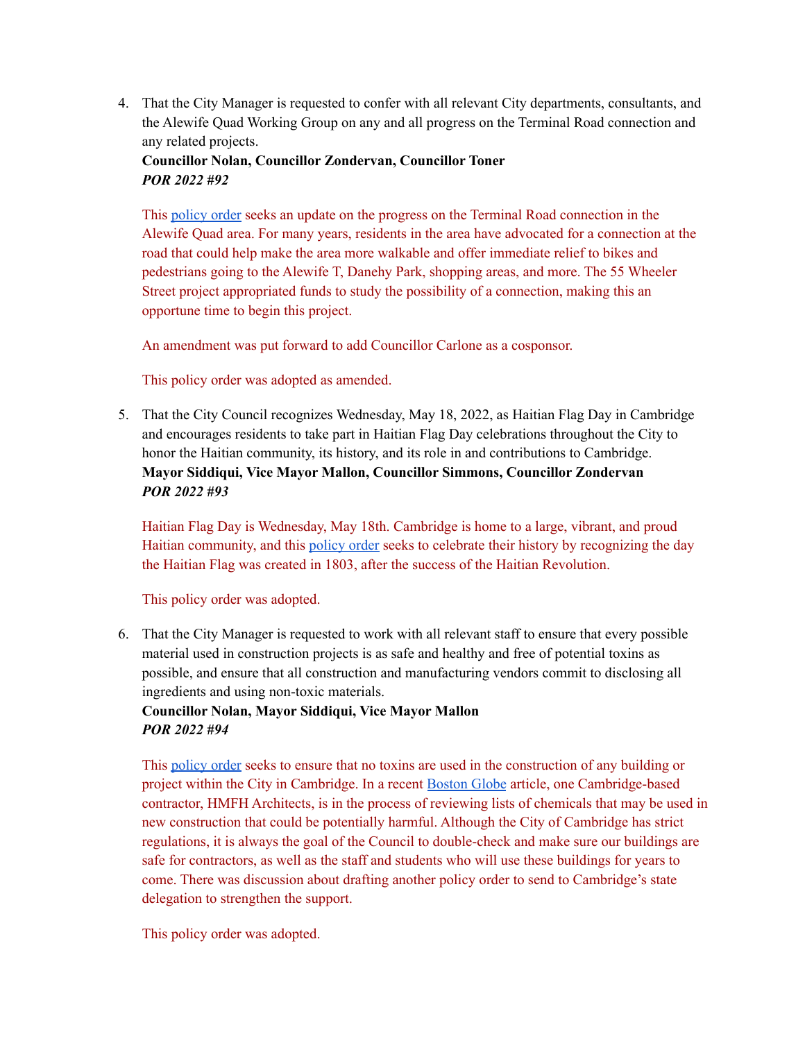4. That the City Manager is requested to confer with all relevant City departments, consultants, and the Alewife Quad Working Group on any and all progress on the Terminal Road connection and any related projects.
   **Councillor Nolan, Councillor Zondervan, Councillor Toner**
   ***POR 2022 #92***

   This policy order seeks an update on the progress on the Terminal Road connection in the Alewife Quad area. For many years, residents in the area have advocated for a connection at the road that could help make the area more walkable and offer immediate relief to bikes and pedestrians going to the Alewife T, Danehy Park, shopping areas, and more. The 55 Wheeler Street project appropriated funds to study the possibility of a connection, making this an opportune time to begin this project.

   An amendment was put forward to add Councillor Carlone as a cosponsor.

   This policy order was adopted as amended.

5. That the City Council recognizes Wednesday, May 18, 2022, as Haitian Flag Day in Cambridge and encourages residents to take part in Haitian Flag Day celebrations throughout the City to honor the Haitian community, its history, and its role in and contributions to Cambridge.
   **Mayor Siddiqui, Vice Mayor Mallon, Councillor Simmons, Councillor Zondervan**
   ***POR 2022 #93***

   Haitian Flag Day is Wednesday, May 18th. Cambridge is home to a large, vibrant, and proud Haitian community, and this policy order seeks to celebrate their history by recognizing the day the Haitian Flag was created in 1803, after the success of the Haitian Revolution.

   This policy order was adopted.

6. That the City Manager is requested to work with all relevant staff to ensure that every possible material used in construction projects is as safe and healthy and free of potential toxins as possible, and ensure that all construction and manufacturing vendors commit to disclosing all ingredients and using non-toxic materials.
   **Councillor Nolan, Mayor Siddiqui, Vice Mayor Mallon**
   ***POR 2022 #94***

   This policy order seeks to ensure that no toxins are used in the construction of any building or project within the City in Cambridge. In a recent Boston Globe article, one Cambridge-based contractor, HMFH Architects, is in the process of reviewing lists of chemicals that may be used in new construction that could be potentially harmful. Although the City of Cambridge has strict regulations, it is always the goal of the Council to double-check and make sure our buildings are safe for contractors, as well as the staff and students who will use these buildings for years to come. There was discussion about drafting another policy order to send to Cambridge's state delegation to strengthen the support.

   This policy order was adopted.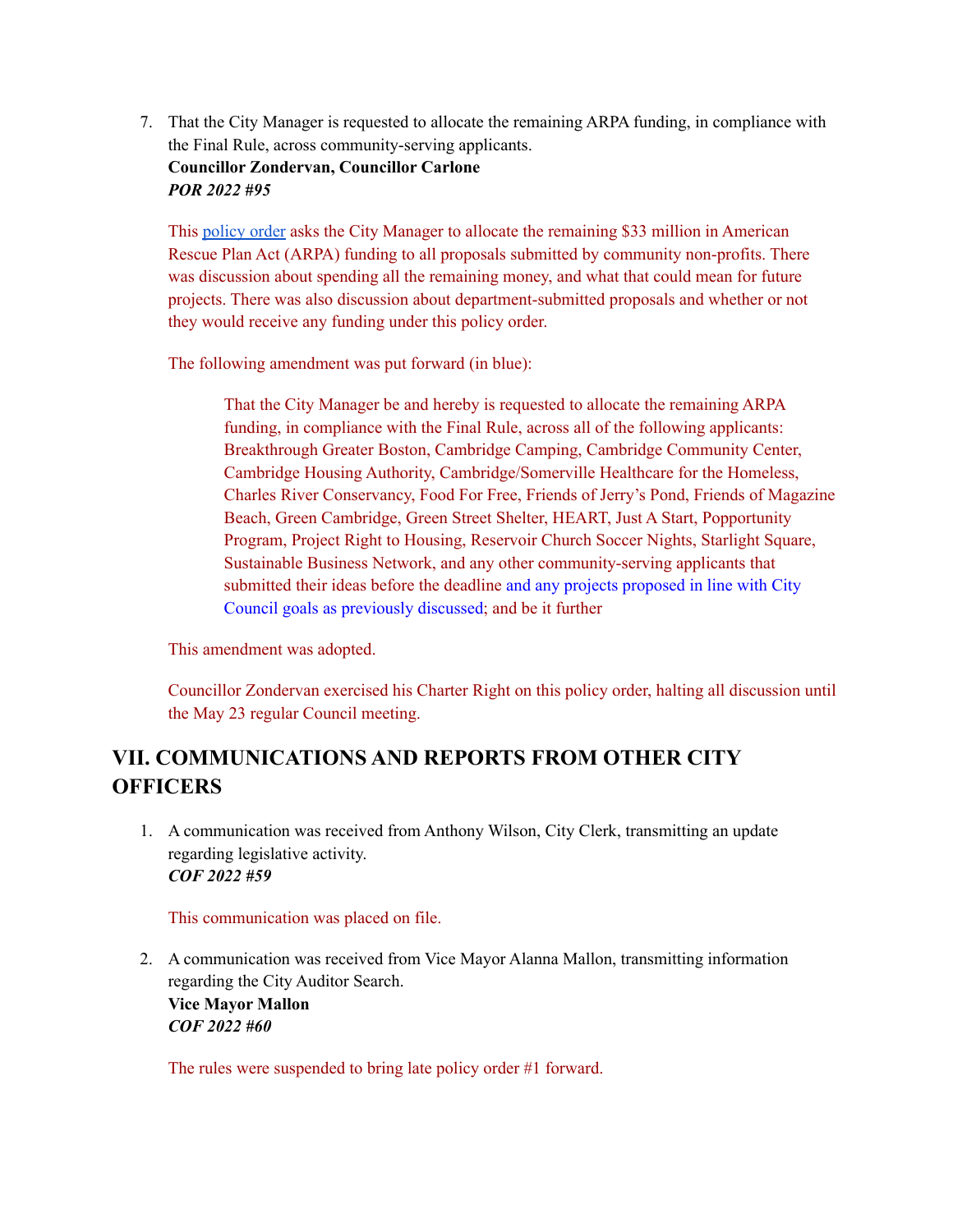7. That the City Manager is requested to allocate the remaining ARPA funding, in compliance with the Final Rule, across community-serving applicants.
   **Councillor Zondervan, Councillor Carlone**
   ***POR 2022 #95***

   This policy order asks the City Manager to allocate the remaining $33 million in American Rescue Plan Act (ARPA) funding to all proposals submitted by community non-profits. There was discussion about spending all the remaining money, and what that could mean for future projects. There was also discussion about department-submitted proposals and whether or not they would receive any funding under this policy order.

   The following amendment was put forward (in blue):

   > That the City Manager be and hereby is requested to allocate the remaining ARPA funding, in compliance with the Final Rule, across all of the following applicants: Breakthrough Greater Boston, Cambridge Camping, Cambridge Community Center, Cambridge Housing Authority, Cambridge/Somerville Healthcare for the Homeless, Charles River Conservancy, Food For Free, Friends of Jerry's Pond, Friends of Magazine Beach, Green Cambridge, Green Street Shelter, HEART, Just A Start, Popportunity Program, Project Right to Housing, Reservoir Church Soccer Nights, Starlight Square, Sustainable Business Network, and any other community-serving applicants that submitted their ideas before the deadline and any projects proposed in line with City Council goals as previously discussed; and be it further

   This amendment was adopted.

   Councillor Zondervan exercised his Charter Right on this policy order, halting all discussion until the May 23 regular Council meeting.

## VII. COMMUNICATIONS AND REPORTS FROM OTHER CITY OFFICERS

1. A communication was received from Anthony Wilson, City Clerk, transmitting an update regarding legislative activity.
   ***COF 2022 #59***

   This communication was placed on file.

2. A communication was received from Vice Mayor Alanna Mallon, transmitting information regarding the City Auditor Search.
   **Vice Mayor Mallon**
   ***COF 2022 #60***

   The rules were suspended to bring late policy order #1 forward.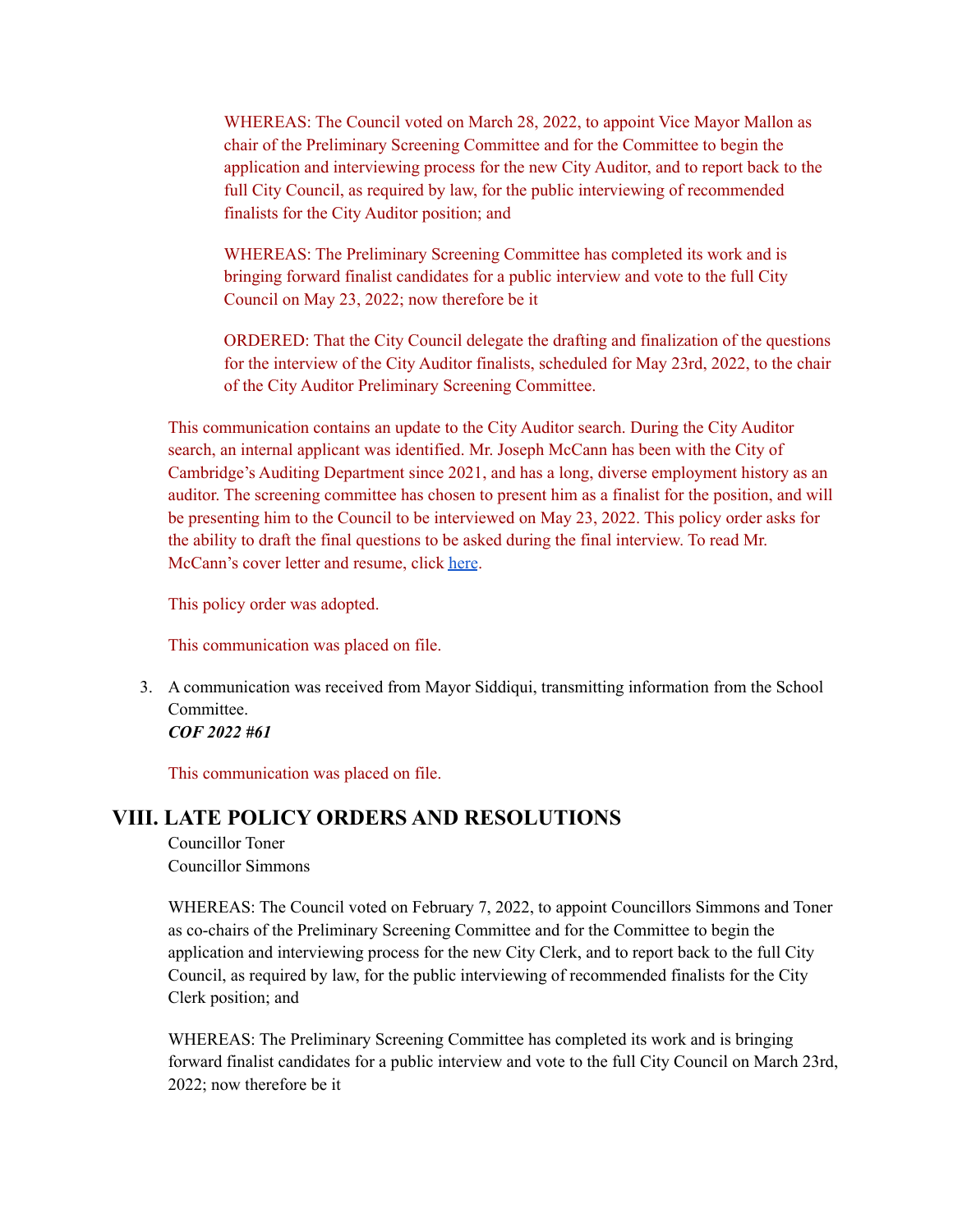WHEREAS: The Council voted on March 28, 2022, to appoint Vice Mayor Mallon as chair of the Preliminary Screening Committee and for the Committee to begin the application and interviewing process for the new City Auditor, and to report back to the full City Council, as required by law, for the public interviewing of recommended finalists for the City Auditor position; and

WHEREAS: The Preliminary Screening Committee has completed its work and is bringing forward finalist candidates for a public interview and vote to the full City Council on May 23, 2022; now therefore be it

ORDERED: That the City Council delegate the drafting and finalization of the questions for the interview of the City Auditor finalists, scheduled for May 23rd, 2022, to the chair of the City Auditor Preliminary Screening Committee.

This communication contains an update to the City Auditor search. During the City Auditor search, an internal applicant was identified. Mr. Joseph McCann has been with the City of Cambridge's Auditing Department since 2021, and has a long, diverse employment history as an auditor. The screening committee has chosen to present him as a finalist for the position, and will be presenting him to the Council to be interviewed on May 23, 2022. This policy order asks for the ability to draft the final questions to be asked during the final interview. To read Mr. McCann's cover letter and resume, click here.

This policy order was adopted.

This communication was placed on file.

3. A communication was received from Mayor Siddiqui, transmitting information from the School Committee.
***COF 2022 #61***

This communication was placed on file.

## VIII. LATE POLICY ORDERS AND RESOLUTIONS

Councillor Toner
Councillor Simmons

WHEREAS: The Council voted on February 7, 2022, to appoint Councillors Simmons and Toner as co-chairs of the Preliminary Screening Committee and for the Committee to begin the application and interviewing process for the new City Clerk, and to report back to the full City Council, as required by law, for the public interviewing of recommended finalists for the City Clerk position; and

WHEREAS: The Preliminary Screening Committee has completed its work and is bringing forward finalist candidates for a public interview and vote to the full City Council on March 23rd, 2022; now therefore be it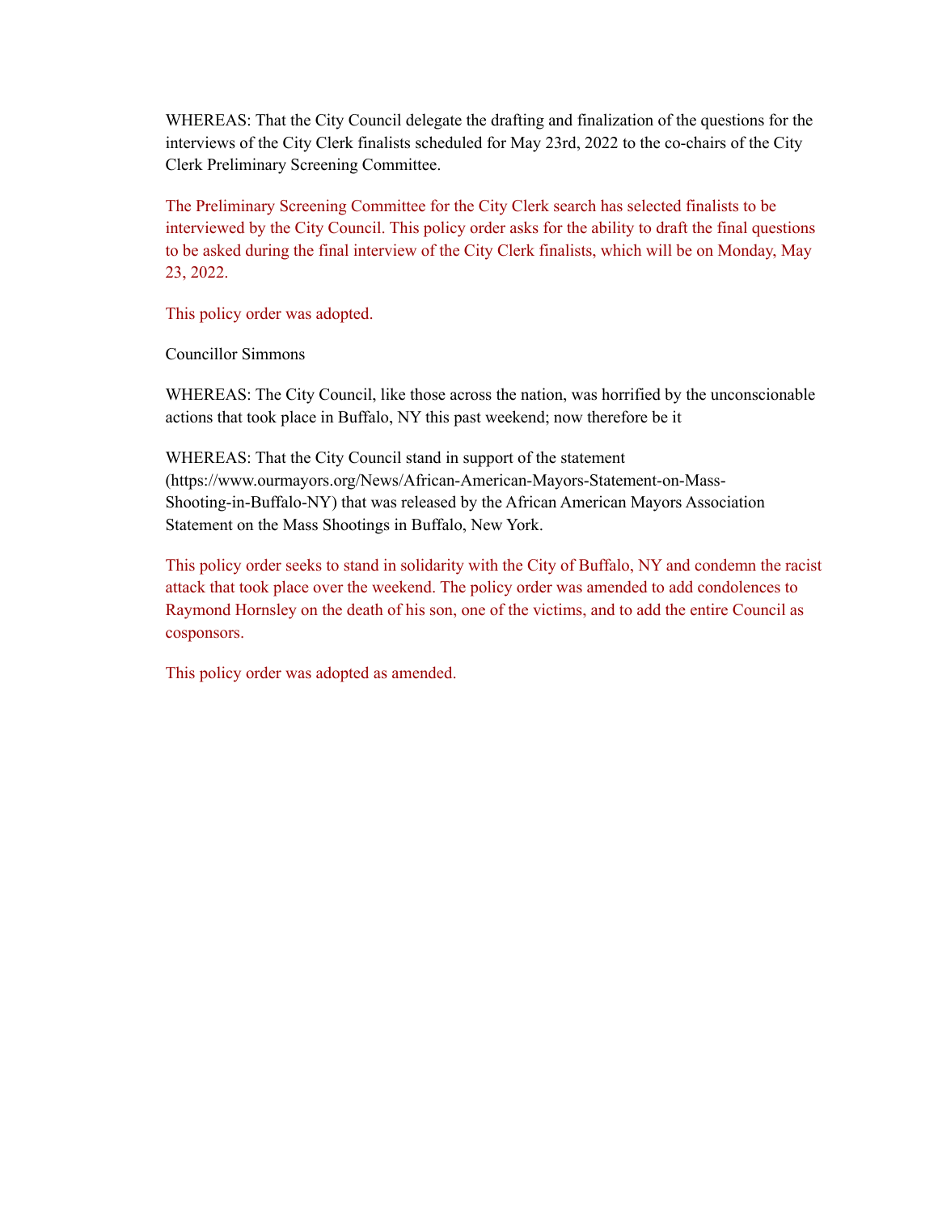WHEREAS: That the City Council delegate the drafting and finalization of the questions for the interviews of the City Clerk finalists scheduled for May 23rd, 2022 to the co-chairs of the City Clerk Preliminary Screening Committee.

The Preliminary Screening Committee for the City Clerk search has selected finalists to be interviewed by the City Council. This policy order asks for the ability to draft the final questions to be asked during the final interview of the City Clerk finalists, which will be on Monday, May 23, 2022.

This policy order was adopted.

Councillor Simmons

WHEREAS: The City Council, like those across the nation, was horrified by the unconscionable actions that took place in Buffalo, NY this past weekend; now therefore be it

WHEREAS: That the City Council stand in support of the statement (https://www.ourmayors.org/News/African-American-Mayors-Statement-on-Mass-Shooting-in-Buffalo-NY) that was released by the African American Mayors Association Statement on the Mass Shootings in Buffalo, New York.

This policy order seeks to stand in solidarity with the City of Buffalo, NY and condemn the racist attack that took place over the weekend. The policy order was amended to add condolences to Raymond Hornsley on the death of his son, one of the victims, and to add the entire Council as cosponsors.

This policy order was adopted as amended.